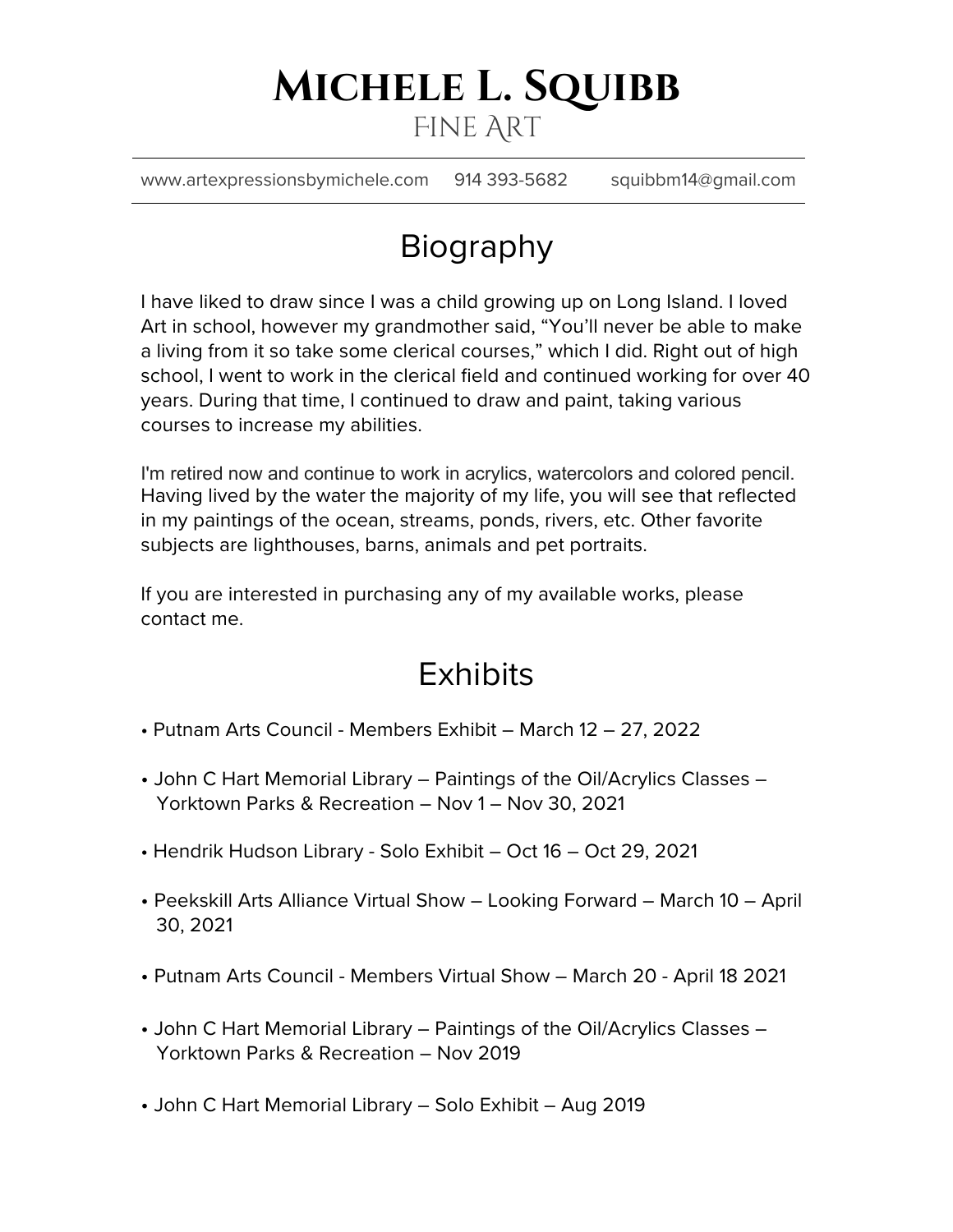# Michele L. Squibb

## Fine Art

www.artexpressionsbymichele.com  914 393-5682  squibbm14@gmail.com

## Biography

I have liked to draw since I was a child growing up on Long Island. I loved Art in school, however my grandmother said, "You'll never be able to make a living from it so take some clerical courses," which I did. Right out of high school, I went to work in the clerical field and continued working for over 40 years. During that time, I continued to draw and paint, taking various courses to increase my abilities.

I'm retired now and continue to work in acrylics, watercolors and colored pencil. Having lived by the water the majority of my life, you will see that reflected in my paintings of the ocean, streams, ponds, rivers, etc. Other favorite subjects are lighthouses, barns, animals and pet portraits.

If you are interested in purchasing any of my available works, please contact me.

## Exhibits

- Putnam Arts Council - Members Exhibit – March 12 – 27, 2022
- John C Hart Memorial Library – Paintings of the Oil/Acrylics Classes – Yorktown Parks & Recreation – Nov 1 – Nov 30, 2021
- Hendrik Hudson Library - Solo Exhibit – Oct 16 – Oct 29, 2021
- Peekskill Arts Alliance Virtual Show – Looking Forward – March 10 – April 30, 2021
- Putnam Arts Council - Members Virtual Show – March 20 - April 18 2021
- John C Hart Memorial Library – Paintings of the Oil/Acrylics Classes – Yorktown Parks & Recreation – Nov 2019
- John C Hart Memorial Library – Solo Exhibit – Aug 2019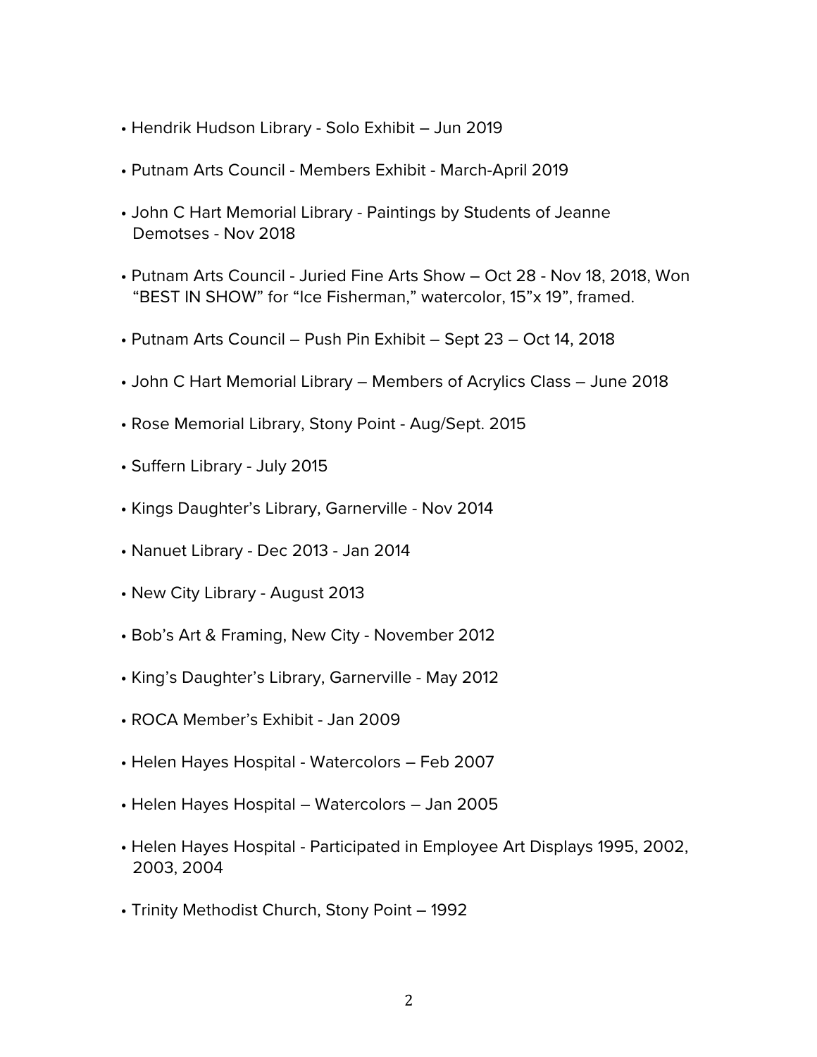- Hendrik Hudson Library - Solo Exhibit – Jun 2019
- Putnam Arts Council - Members Exhibit - March-April 2019
- John C Hart Memorial Library - Paintings by Students of Jeanne Demotses - Nov 2018
- Putnam Arts Council - Juried Fine Arts Show – Oct 28 - Nov 18, 2018, Won "BEST IN SHOW" for "Ice Fisherman," watercolor, 15"x 19", framed.
- Putnam Arts Council – Push Pin Exhibit – Sept 23 – Oct 14, 2018
- John C Hart Memorial Library – Members of Acrylics Class – June 2018
- Rose Memorial Library, Stony Point - Aug/Sept. 2015
- Suffern Library - July 2015
- Kings Daughter's Library, Garnerville - Nov 2014
- Nanuet Library - Dec 2013 - Jan 2014
- New City Library - August 2013
- Bob's Art & Framing, New City - November 2012
- King's Daughter's Library, Garnerville - May 2012
- ROCA Member's Exhibit - Jan 2009
- Helen Hayes Hospital - Watercolors – Feb 2007
- Helen Hayes Hospital – Watercolors – Jan 2005
- Helen Hayes Hospital - Participated in Employee Art Displays 1995, 2002, 2003, 2004
- Trinity Methodist Church, Stony Point – 1992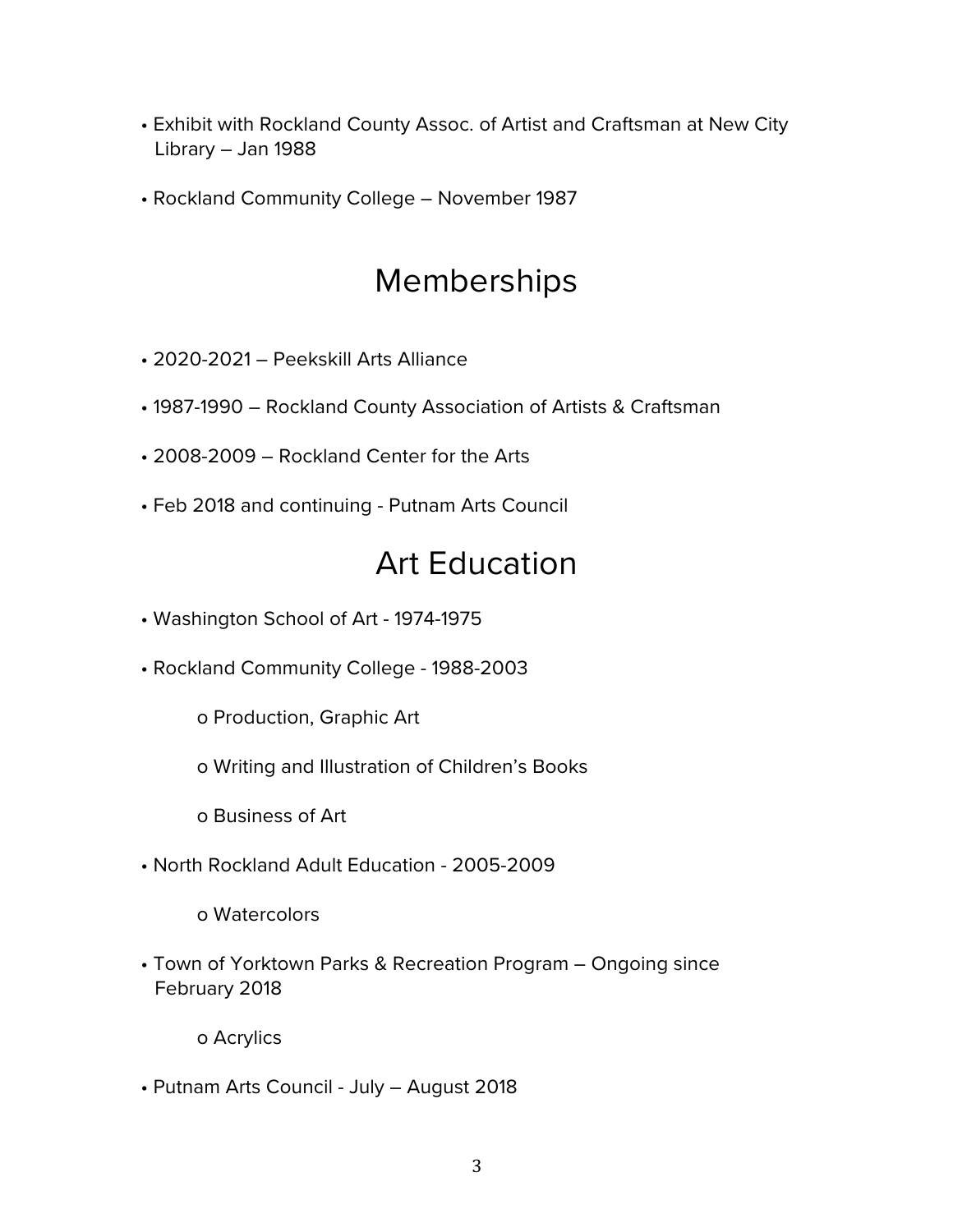- Exhibit with Rockland County Assoc. of Artist and Craftsman at New City Library – Jan 1988
- Rockland Community College – November 1987

# Memberships

- 2020-2021 – Peekskill Arts Alliance
- 1987-1990 – Rockland County Association of Artists & Craftsman
- 2008-2009 – Rockland Center for the Arts
- Feb 2018 and continuing - Putnam Arts Council

# Art Education

- Washington School of Art - 1974-1975
- Rockland Community College - 1988-2003
  - Production, Graphic Art
  - Writing and Illustration of Children's Books
  - Business of Art
- North Rockland Adult Education - 2005-2009
  - Watercolors
- Town of Yorktown Parks & Recreation Program – Ongoing since February 2018
  - Acrylics
- Putnam Arts Council - July – August 2018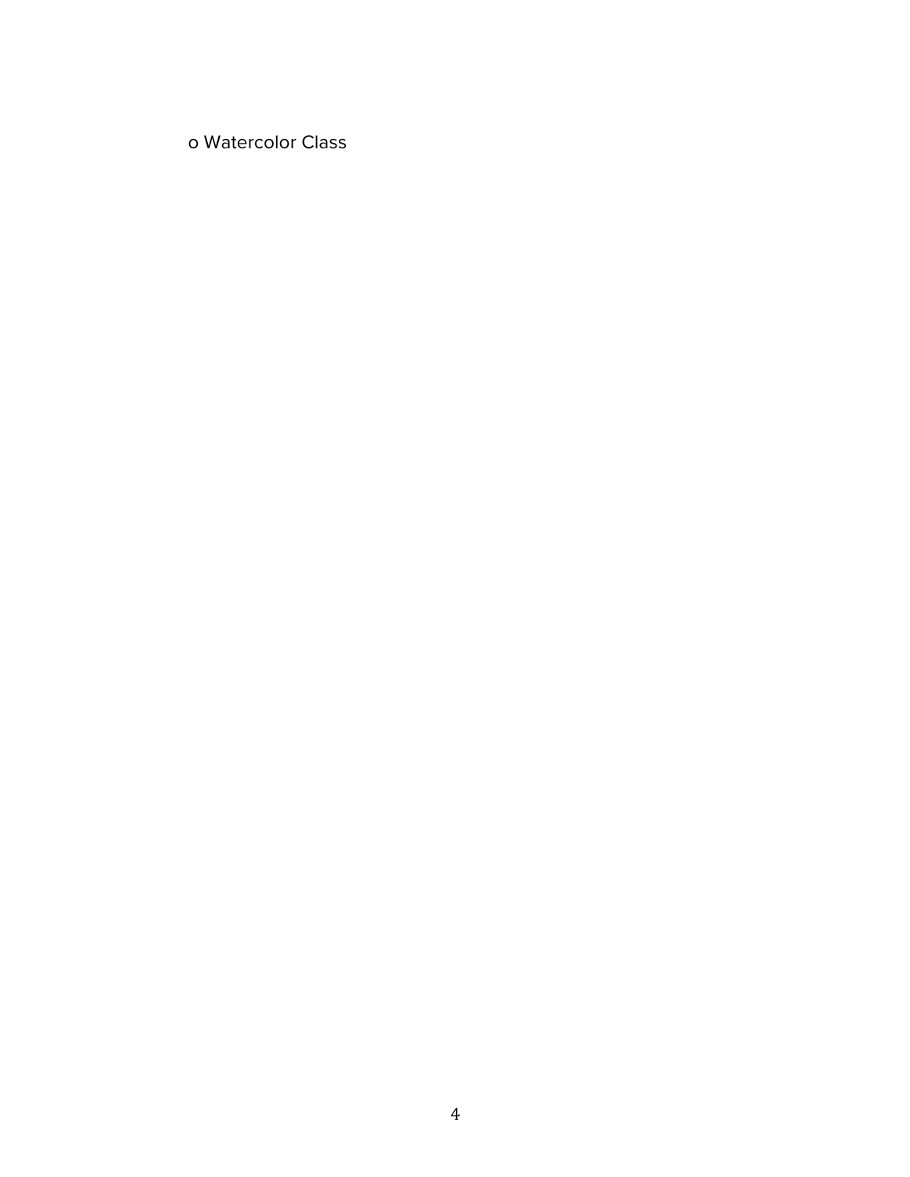- Watercolor Class